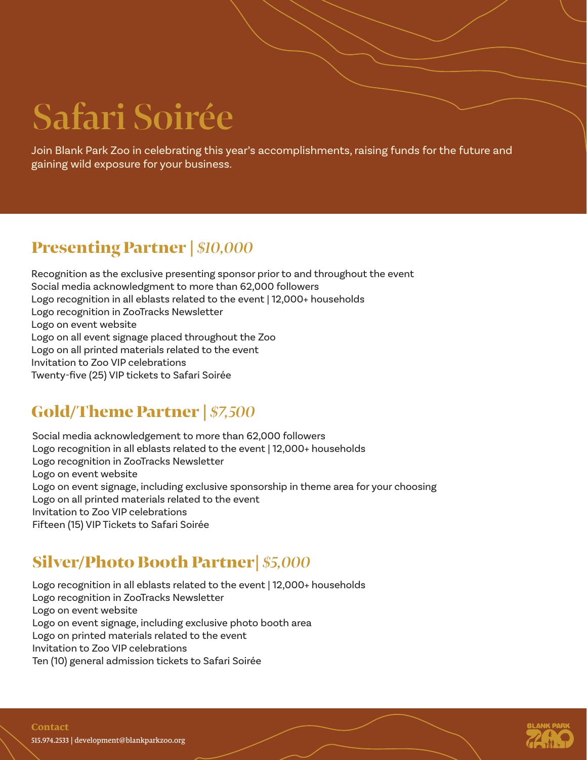# Safari Soirée

Join Blank Park Zoo in celebrating this year's accomplishments, raising funds for the future and gaining wild exposure for your business.

## Presenting Partner | *$10,000*

Recognition as the exclusive presenting sponsor prior to and throughout the event
Social media acknowledgment to more than 62,000 followers
Logo recognition in all eblasts related to the event | 12,000+ households
Logo recognition in ZooTracks Newsletter
Logo on event website
Logo on all event signage placed throughout the Zoo
Logo on all printed materials related to the event
Invitation to Zoo VIP celebrations
Twenty-five (25) VIP tickets to Safari Soirée

## Gold/Theme Partner | *$7,500*

Social media acknowledgement to more than 62,000 followers
Logo recognition in all eblasts related to the event | 12,000+ households
Logo recognition in ZooTracks Newsletter
Logo on event website
Logo on event signage, including exclusive sponsorship in theme area for your choosing
Logo on all printed materials related to the event
Invitation to Zoo VIP celebrations
Fifteen (15) VIP Tickets to Safari Soirée

## Silver/Photo Booth Partner| *$5,000*

Logo recognition in all eblasts related to the event | 12,000+ households
Logo recognition in ZooTracks Newsletter
Logo on event website
Logo on event signage, including exclusive photo booth area
Logo on printed materials related to the event
Invitation to Zoo VIP celebrations
Ten (10) general admission tickets to Safari Soirée

**Contact**
515.974.2533 | development@blankparkzoo.org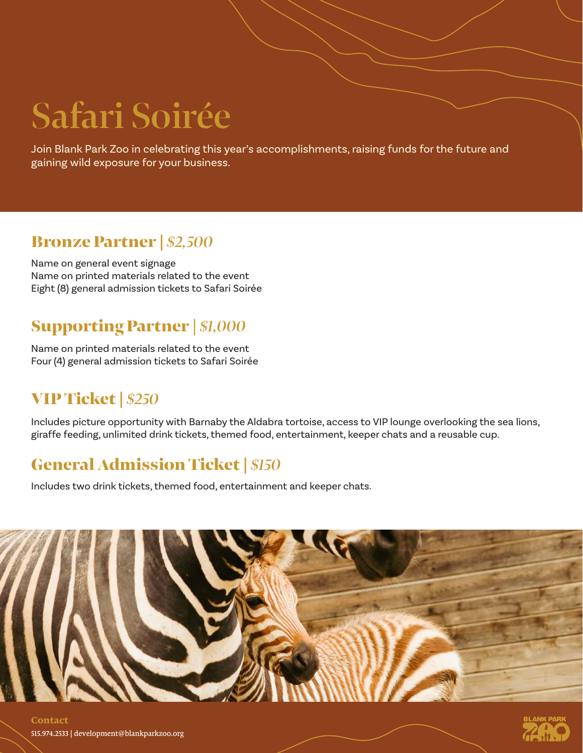# Safari Soirée

Join Blank Park Zoo in celebrating this year's accomplishments, raising funds for the future and gaining wild exposure for your business.

## Bronze Partner | *$2,500*

Name on general event signage
Name on printed materials related to the event
Eight (8) general admission tickets to Safari Soirée

## Supporting Partner | *$1,000*

Name on printed materials related to the event
Four (4) general admission tickets to Safari Soirée

## VIP Ticket | *$250*

Includes picture opportunity with Barnaby the Aldabra tortoise, access to VIP lounge overlooking the sea lions, giraffe feeding, unlimited drink tickets, themed food, entertainment, keeper chats and a reusable cup.

## General Admission Ticket | *$150*

Includes two drink tickets, themed food, entertainment and keeper chats.

**Contact**
515.974.2533 | development@blankparkzoo.org

BLANK PARK ZOO